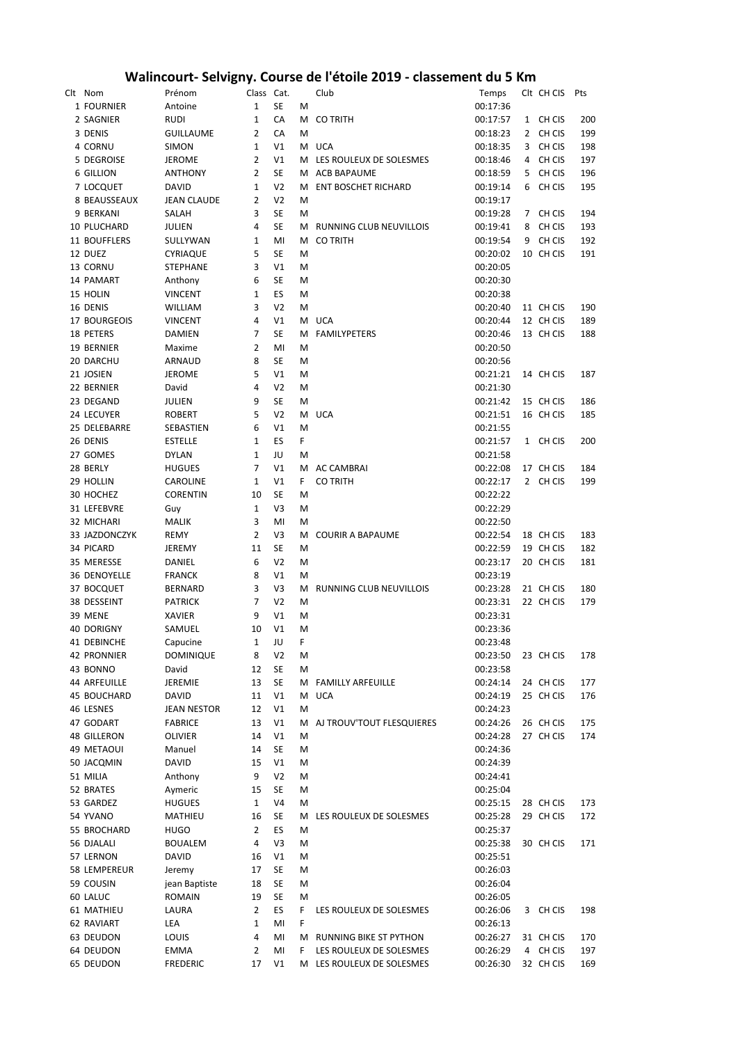# Walincourt- Selvigny. Course de l'étoile 2019 - classement du 5 Km

| Clt | Nom | Prénom | Class | Cat. | | Club | Temps | Clt | CH CIS | Pts |
|---|---|---|---|---|---|---|---|---|---|---|
| 1 | FOURNIER | Antoine | 1 | SE | M | | 00:17:36 | | | |
| 2 | SAGNIER | RUDI | 1 | CA | M | CO TRITH | 00:17:57 | 1 | CH CIS | 200 |
| 3 | DENIS | GUILLAUME | 2 | CA | M | | 00:18:23 | 2 | CH CIS | 199 |
| 4 | CORNU | SIMON | 1 | V1 | M | UCA | 00:18:35 | 3 | CH CIS | 198 |
| 5 | DEGROISE | JEROME | 2 | V1 | M | LES ROULEUX DE SOLESMES | 00:18:46 | 4 | CH CIS | 197 |
| 6 | GILLION | ANTHONY | 2 | SE | M | ACB BAPAUME | 00:18:59 | 5 | CH CIS | 196 |
| 7 | LOCQUET | DAVID | 1 | V2 | M | ENT BOSCHET RICHARD | 00:19:14 | 6 | CH CIS | 195 |
| 8 | BEAUSSEAUX | JEAN CLAUDE | 2 | V2 | M | | 00:19:17 | | | |
| 9 | BERKANI | SALAH | 3 | SE | M | | 00:19:28 | 7 | CH CIS | 194 |
| 10 | PLUCHARD | JULIEN | 4 | SE | M | RUNNING CLUB NEUVILLOIS | 00:19:41 | 8 | CH CIS | 193 |
| 11 | BOUFFLERS | SULLYWAN | 1 | MI | M | CO TRITH | 00:19:54 | 9 | CH CIS | 192 |
| 12 | DUEZ | CYRIAQUE | 5 | SE | M | | 00:20:02 | 10 | CH CIS | 191 |
| 13 | CORNU | STEPHANE | 3 | V1 | M | | 00:20:05 | | | |
| 14 | PAMART | Anthony | 6 | SE | M | | 00:20:30 | | | |
| 15 | HOLIN | VINCENT | 1 | ES | M | | 00:20:38 | | | |
| 16 | DENIS | WILLIAM | 3 | V2 | M | | 00:20:40 | 11 | CH CIS | 190 |
| 17 | BOURGEOIS | VINCENT | 4 | V1 | M | UCA | 00:20:44 | 12 | CH CIS | 189 |
| 18 | PETERS | DAMIEN | 7 | SE | M | FAMILYPETERS | 00:20:46 | 13 | CH CIS | 188 |
| 19 | BERNIER | Maxime | 2 | MI | M | | 00:20:50 | | | |
| 20 | DARCHU | ARNAUD | 8 | SE | M | | 00:20:56 | | | |
| 21 | JOSIEN | JEROME | 5 | V1 | M | | 00:21:21 | 14 | CH CIS | 187 |
| 22 | BERNIER | David | 4 | V2 | M | | 00:21:30 | | | |
| 23 | DEGAND | JULIEN | 9 | SE | M | | 00:21:42 | 15 | CH CIS | 186 |
| 24 | LECUYER | ROBERT | 5 | V2 | M | UCA | 00:21:51 | 16 | CH CIS | 185 |
| 25 | DELEBARRE | SEBASTIEN | 6 | V1 | M | | 00:21:55 | | | |
| 26 | DENIS | ESTELLE | 1 | ES | F | | 00:21:57 | 1 | CH CIS | 200 |
| 27 | GOMES | DYLAN | 1 | JU | M | | 00:21:58 | | | |
| 28 | BERLY | HUGUES | 7 | V1 | M | AC CAMBRAI | 00:22:08 | 17 | CH CIS | 184 |
| 29 | HOLLIN | CAROLINE | 1 | V1 | F | CO TRITH | 00:22:17 | 2 | CH CIS | 199 |
| 30 | HOCHEZ | CORENTIN | 10 | SE | M | | 00:22:22 | | | |
| 31 | LEFEBVRE | Guy | 1 | V3 | M | | 00:22:29 | | | |
| 32 | MICHARI | MALIK | 3 | MI | M | | 00:22:50 | | | |
| 33 | JAZDONCZYK | REMY | 2 | V3 | M | COURIR A BAPAUME | 00:22:54 | 18 | CH CIS | 183 |
| 34 | PICARD | JEREMY | 11 | SE | M | | 00:22:59 | 19 | CH CIS | 182 |
| 35 | MERESSE | DANIEL | 6 | V2 | M | | 00:23:17 | 20 | CH CIS | 181 |
| 36 | DENOYELLE | FRANCK | 8 | V1 | M | | 00:23:19 | | | |
| 37 | BOCQUET | BERNARD | 3 | V3 | M | RUNNING CLUB NEUVILLOIS | 00:23:28 | 21 | CH CIS | 180 |
| 38 | DESSEINT | PATRICK | 7 | V2 | M | | 00:23:31 | 22 | CH CIS | 179 |
| 39 | MENE | XAVIER | 9 | V1 | M | | 00:23:31 | | | |
| 40 | DORIGNY | SAMUEL | 10 | V1 | M | | 00:23:36 | | | |
| 41 | DEBINCHE | Capucine | 1 | JU | F | | 00:23:48 | | | |
| 42 | PRONNIER | DOMINIQUE | 8 | V2 | M | | 00:23:50 | 23 | CH CIS | 178 |
| 43 | BONNO | David | 12 | SE | M | | 00:23:58 | | | |
| 44 | ARFEUILLE | JEREMIE | 13 | SE | M | FAMILLY ARFEUILLE | 00:24:14 | 24 | CH CIS | 177 |
| 45 | BOUCHARD | DAVID | 11 | V1 | M | UCA | 00:24:19 | 25 | CH CIS | 176 |
| 46 | LESNES | JEAN NESTOR | 12 | V1 | M | | 00:24:23 | | | |
| 47 | GODART | FABRICE | 13 | V1 | M | AJ TROUV'TOUT FLESQUIERES | 00:24:26 | 26 | CH CIS | 175 |
| 48 | GILLERON | OLIVIER | 14 | V1 | M | | 00:24:28 | 27 | CH CIS | 174 |
| 49 | METAOUI | Manuel | 14 | SE | M | | 00:24:36 | | | |
| 50 | JACQMIN | DAVID | 15 | V1 | M | | 00:24:39 | | | |
| 51 | MILIA | Anthony | 9 | V2 | M | | 00:24:41 | | | |
| 52 | BRATES | Aymeric | 15 | SE | M | | 00:25:04 | | | |
| 53 | GARDEZ | HUGUES | 1 | V4 | M | | 00:25:15 | 28 | CH CIS | 173 |
| 54 | YVANO | MATHIEU | 16 | SE | M | LES ROULEUX DE SOLESMES | 00:25:28 | 29 | CH CIS | 172 |
| 55 | BROCHARD | HUGO | 2 | ES | M | | 00:25:37 | | | |
| 56 | DJALALI | BOUALEM | 4 | V3 | M | | 00:25:38 | 30 | CH CIS | 171 |
| 57 | LERNON | DAVID | 16 | V1 | M | | 00:25:51 | | | |
| 58 | LEMPEREUR | Jeremy | 17 | SE | M | | 00:26:03 | | | |
| 59 | COUSIN | jean Baptiste | 18 | SE | M | | 00:26:04 | | | |
| 60 | LALUC | ROMAIN | 19 | SE | M | | 00:26:05 | | | |
| 61 | MATHIEU | LAURA | 2 | ES | F | LES ROULEUX DE SOLESMES | 00:26:06 | 3 | CH CIS | 198 |
| 62 | RAVIART | LEA | 1 | MI | F | | 00:26:13 | | | |
| 63 | DEUDON | LOUIS | 4 | MI | M | RUNNING BIKE ST PYTHON | 00:26:27 | 31 | CH CIS | 170 |
| 64 | DEUDON | EMMA | 2 | MI | F | LES ROULEUX DE SOLESMES | 00:26:29 | 4 | CH CIS | 197 |
| 65 | DEUDON | FREDERIC | 17 | V1 | M | LES ROULEUX DE SOLESMES | 00:26:30 | 32 | CH CIS | 169 |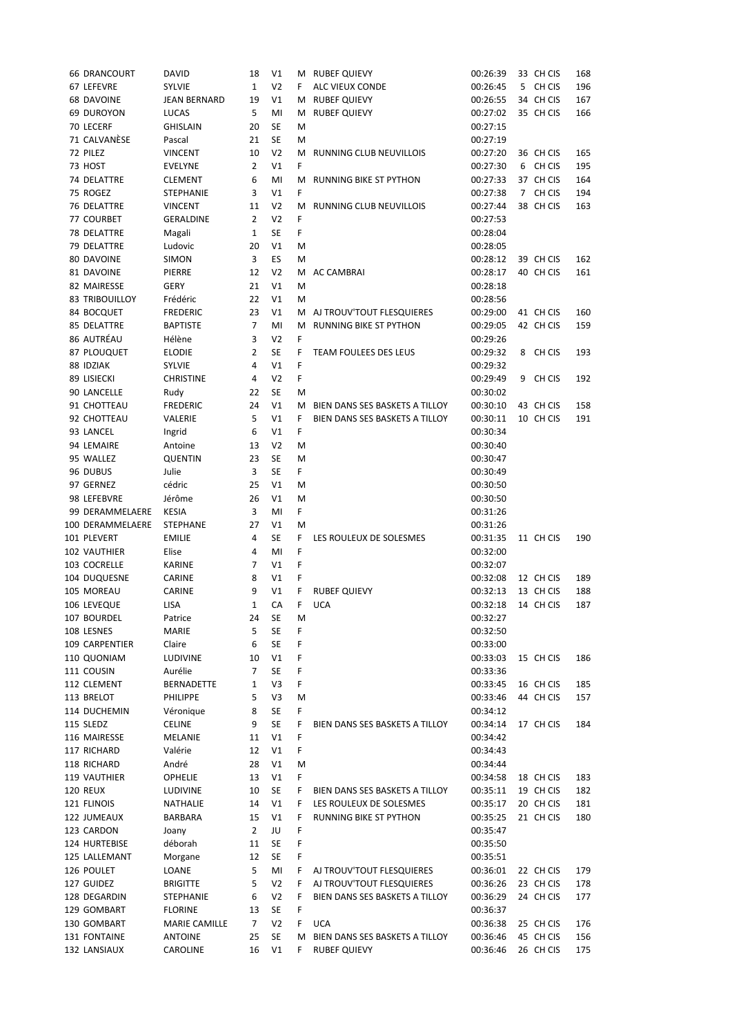| | | | | | | | | | | |
|---|---|---|---|---|---|---|---|---|---|---|
| 66 | DRANCOURT | DAVID | 18 | V1 | M | RUBEF QUIEVY | 00:26:39 | 33 | CH CIS | 168 |
| 67 | LEFEVRE | SYLVIE | 1 | V2 | F | ALC VIEUX CONDE | 00:26:45 | 5 | CH CIS | 196 |
| 68 | DAVOINE | JEAN BERNARD | 19 | V1 | M | RUBEF QUIEVY | 00:26:55 | 34 | CH CIS | 167 |
| 69 | DUROYON | LUCAS | 5 | MI | M | RUBEF QUIEVY | 00:27:02 | 35 | CH CIS | 166 |
| 70 | LECERF | GHISLAIN | 20 | SE | M | | 00:27:15 | | | |
| 71 | CALVANÈSE | Pascal | 21 | SE | M | | 00:27:19 | | | |
| 72 | PILEZ | VINCENT | 10 | V2 | M | RUNNING CLUB NEUVILLOIS | 00:27:20 | 36 | CH CIS | 165 |
| 73 | HOST | EVELYNE | 2 | V1 | F | | 00:27:30 | 6 | CH CIS | 195 |
| 74 | DELATTRE | CLEMENT | 6 | MI | M | RUNNING BIKE ST PYTHON | 00:27:33 | 37 | CH CIS | 164 |
| 75 | ROGEZ | STEPHANIE | 3 | V1 | F | | 00:27:38 | 7 | CH CIS | 194 |
| 76 | DELATTRE | VINCENT | 11 | V2 | M | RUNNING CLUB NEUVILLOIS | 00:27:44 | 38 | CH CIS | 163 |
| 77 | COURBET | GERALDINE | 2 | V2 | F | | 00:27:53 | | | |
| 78 | DELATTRE | Magali | 1 | SE | F | | 00:28:04 | | | |
| 79 | DELATTRE | Ludovic | 20 | V1 | M | | 00:28:05 | | | |
| 80 | DAVOINE | SIMON | 3 | ES | M | | 00:28:12 | 39 | CH CIS | 162 |
| 81 | DAVOINE | PIERRE | 12 | V2 | M | AC CAMBRAI | 00:28:17 | 40 | CH CIS | 161 |
| 82 | MAIRESSE | GERY | 21 | V1 | M | | 00:28:18 | | | |
| 83 | TRIBOUILLOY | Frédéric | 22 | V1 | M | | 00:28:56 | | | |
| 84 | BOCQUET | FREDERIC | 23 | V1 | M | AJ TROUV'TOUT FLESQUIERES | 00:29:00 | 41 | CH CIS | 160 |
| 85 | DELATTRE | BAPTISTE | 7 | MI | M | RUNNING BIKE ST PYTHON | 00:29:05 | 42 | CH CIS | 159 |
| 86 | AUTRÉAU | Hélène | 3 | V2 | F | | 00:29:26 | | | |
| 87 | PLOUQUET | ELODIE | 2 | SE | F | TEAM FOULEES DES LEUS | 00:29:32 | 8 | CH CIS | 193 |
| 88 | IDZIAK | SYLVIE | 4 | V1 | F | | 00:29:32 | | | |
| 89 | LISIECKI | CHRISTINE | 4 | V2 | F | | 00:29:49 | 9 | CH CIS | 192 |
| 90 | LANCELLE | Rudy | 22 | SE | M | | 00:30:02 | | | |
| 91 | CHOTTEAU | FREDERIC | 24 | V1 | M | BIEN DANS SES BASKETS A TILLOY | 00:30:10 | 43 | CH CIS | 158 |
| 92 | CHOTTEAU | VALERIE | 5 | V1 | F | BIEN DANS SES BASKETS A TILLOY | 00:30:11 | 10 | CH CIS | 191 |
| 93 | LANCEL | Ingrid | 6 | V1 | F | | 00:30:34 | | | |
| 94 | LEMAIRE | Antoine | 13 | V2 | M | | 00:30:40 | | | |
| 95 | WALLEZ | QUENTIN | 23 | SE | M | | 00:30:47 | | | |
| 96 | DUBUS | Julie | 3 | SE | F | | 00:30:49 | | | |
| 97 | GERNEZ | cédric | 25 | V1 | M | | 00:30:50 | | | |
| 98 | LEFEBVRE | Jérôme | 26 | V1 | M | | 00:30:50 | | | |
| 99 | DERAMMELAERE | KESIA | 3 | MI | F | | 00:31:26 | | | |
| 100 | DERAMMELAERE | STEPHANE | 27 | V1 | M | | 00:31:26 | | | |
| 101 | PLEVERT | EMILIE | 4 | SE | F | LES ROULEUX DE SOLESMES | 00:31:35 | 11 | CH CIS | 190 |
| 102 | VAUTHIER | Elise | 4 | MI | F | | 00:32:00 | | | |
| 103 | COCRELLE | KARINE | 7 | V1 | F | | 00:32:07 | | | |
| 104 | DUQUESNE | CARINE | 8 | V1 | F | | 00:32:08 | 12 | CH CIS | 189 |
| 105 | MOREAU | CARINE | 9 | V1 | F | RUBEF QUIEVY | 00:32:13 | 13 | CH CIS | 188 |
| 106 | LEVEQUE | LISA | 1 | CA | F | UCA | 00:32:18 | 14 | CH CIS | 187 |
| 107 | BOURDEL | Patrice | 24 | SE | M | | 00:32:27 | | | |
| 108 | LESNES | MARIE | 5 | SE | F | | 00:32:50 | | | |
| 109 | CARPENTIER | Claire | 6 | SE | F | | 00:33:00 | | | |
| 110 | QUONIAM | LUDIVINE | 10 | V1 | F | | 00:33:03 | 15 | CH CIS | 186 |
| 111 | COUSIN | Aurélie | 7 | SE | F | | 00:33:36 | | | |
| 112 | CLEMENT | BERNADETTE | 1 | V3 | F | | 00:33:45 | 16 | CH CIS | 185 |
| 113 | BRELOT | PHILIPPE | 5 | V3 | M | | 00:33:46 | 44 | CH CIS | 157 |
| 114 | DUCHEMIN | Véronique | 8 | SE | F | | 00:34:12 | | | |
| 115 | SLEDZ | CELINE | 9 | SE | F | BIEN DANS SES BASKETS A TILLOY | 00:34:14 | 17 | CH CIS | 184 |
| 116 | MAIRESSE | MELANIE | 11 | V1 | F | | 00:34:42 | | | |
| 117 | RICHARD | Valérie | 12 | V1 | F | | 00:34:43 | | | |
| 118 | RICHARD | André | 28 | V1 | M | | 00:34:44 | | | |
| 119 | VAUTHIER | OPHELIE | 13 | V1 | F | | 00:34:58 | 18 | CH CIS | 183 |
| 120 | REUX | LUDIVINE | 10 | SE | F | BIEN DANS SES BASKETS A TILLOY | 00:35:11 | 19 | CH CIS | 182 |
| 121 | FLINOIS | NATHALIE | 14 | V1 | F | LES ROULEUX DE SOLESMES | 00:35:17 | 20 | CH CIS | 181 |
| 122 | JUMEAUX | BARBARA | 15 | V1 | F | RUNNING BIKE ST PYTHON | 00:35:25 | 21 | CH CIS | 180 |
| 123 | CARDON | Joany | 2 | JU | F | | 00:35:47 | | | |
| 124 | HURTEBISE | déborah | 11 | SE | F | | 00:35:50 | | | |
| 125 | LALLEMANT | Morgane | 12 | SE | F | | 00:35:51 | | | |
| 126 | POULET | LOANE | 5 | MI | F | AJ TROUV'TOUT FLESQUIERES | 00:36:01 | 22 | CH CIS | 179 |
| 127 | GUIDEZ | BRIGITTE | 5 | V2 | F | AJ TROUV'TOUT FLESQUIERES | 00:36:26 | 23 | CH CIS | 178 |
| 128 | DEGARDIN | STEPHANIE | 6 | V2 | F | BIEN DANS SES BASKETS A TILLOY | 00:36:29 | 24 | CH CIS | 177 |
| 129 | GOMBART | FLORINE | 13 | SE | F | | 00:36:37 | | | |
| 130 | GOMBART | MARIE CAMILLE | 7 | V2 | F | UCA | 00:36:38 | 25 | CH CIS | 176 |
| 131 | FONTAINE | ANTOINE | 25 | SE | M | BIEN DANS SES BASKETS A TILLOY | 00:36:46 | 45 | CH CIS | 156 |
| 132 | LANSIAUX | CAROLINE | 16 | V1 | F | RUBEF QUIEVY | 00:36:46 | 26 | CH CIS | 175 |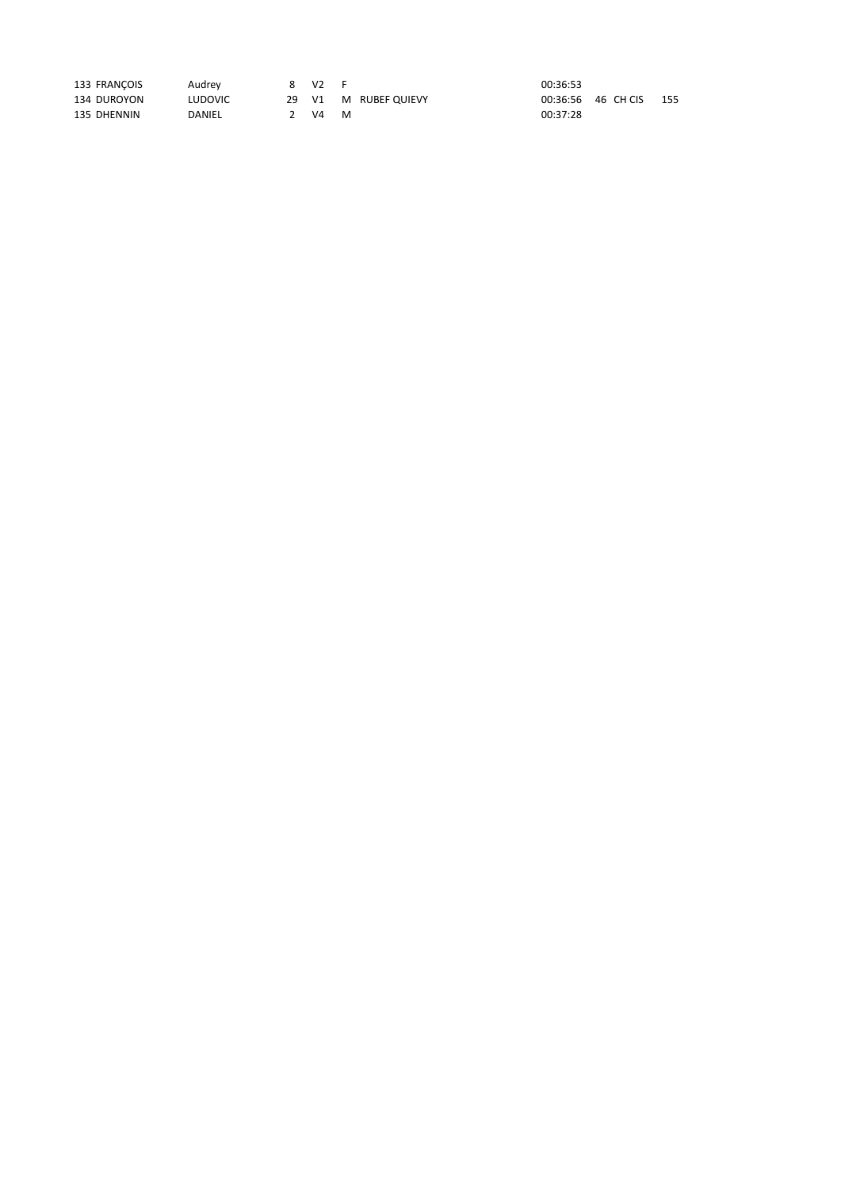| | | | | | | | | | |
|---|---|---|---|---|---|---|---|---|---|
| 133 | FRANÇOIS | Audrey | 8 | V2 | F | | 00:36:53 | | |
| 134 | DUROYON | LUDOVIC | 29 | V1 | M | RUBEF QUIEVY | 00:36:56 | 46 CH CIS | 155 |
| 135 | DHENNIN | DANIEL | 2 | V4 | M | | 00:37:28 | | |